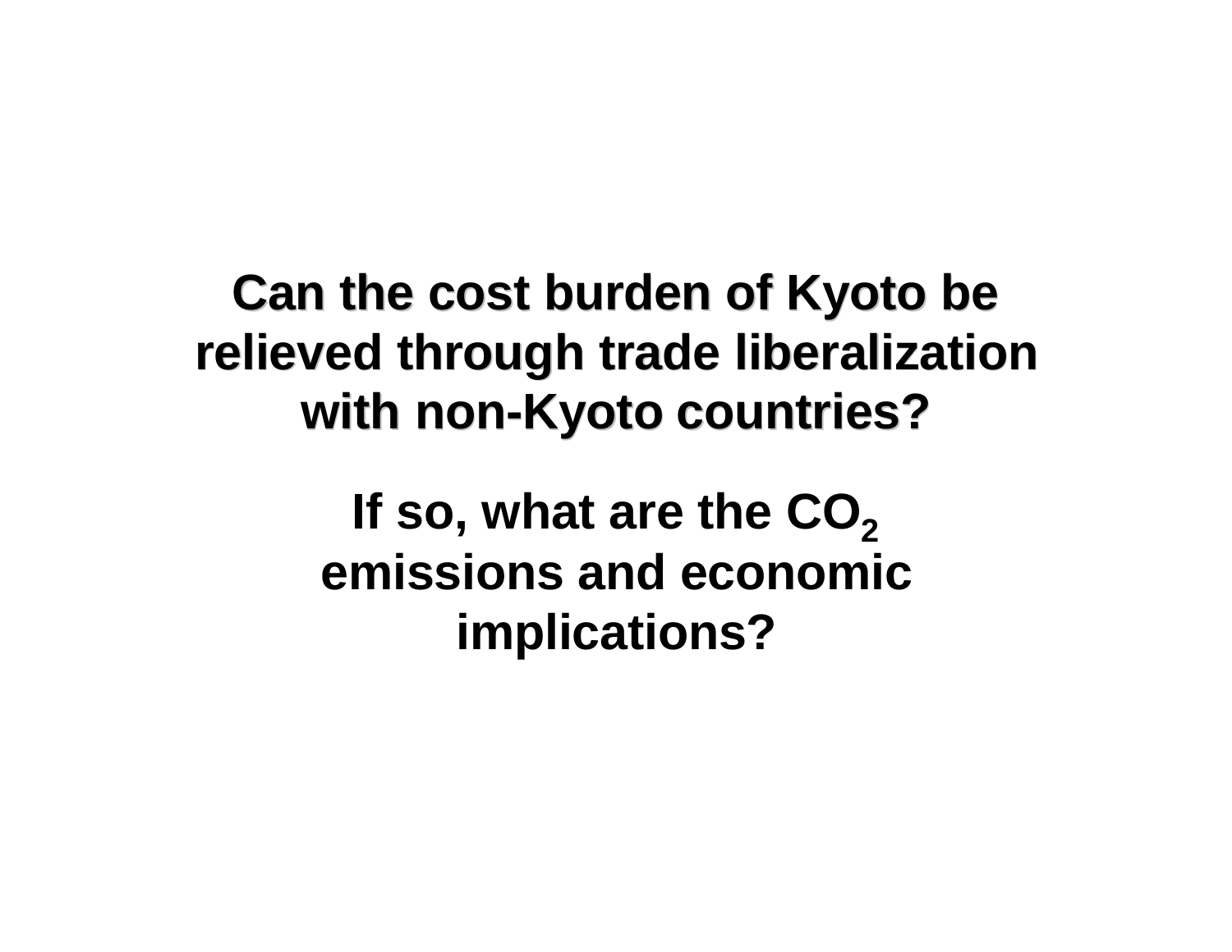# Can the cost burden of Kyoto be relieved through trade liberalization with non-Kyoto countries?

**If so, what are the $CO_2$ emissions and economic implications?**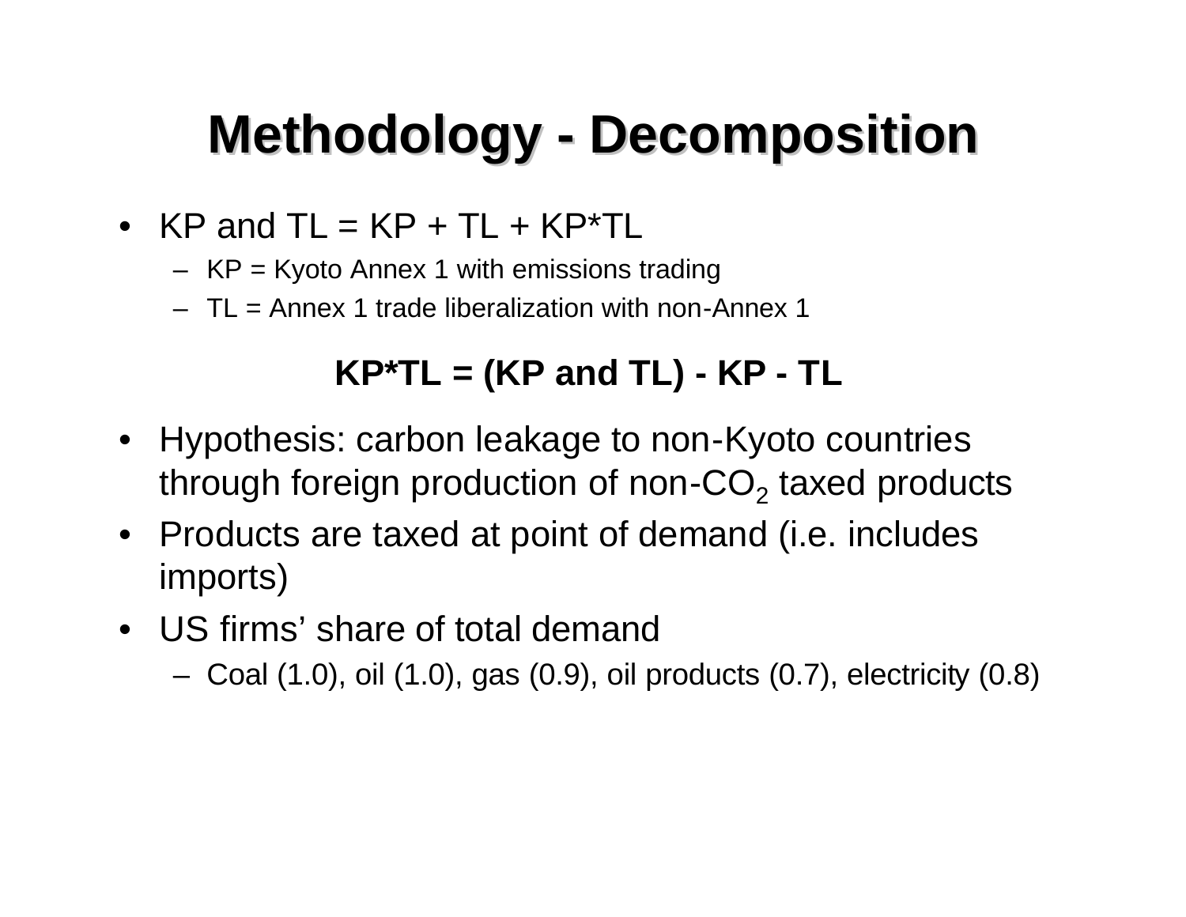# Methodology - Decomposition

- KP and TL = KP + TL + KP*TL
  - KP = Kyoto Annex 1 with emissions trading
  - TL = Annex 1 trade liberalization with non-Annex 1

**KP*TL = (KP and TL) - KP - TL**

- Hypothesis: carbon leakage to non-Kyoto countries through foreign production of non-$CO_2$ taxed products
- Products are taxed at point of demand (i.e. includes imports)
- US firms' share of total demand
  - Coal (1.0), oil (1.0), gas (0.9), oil products (0.7), electricity (0.8)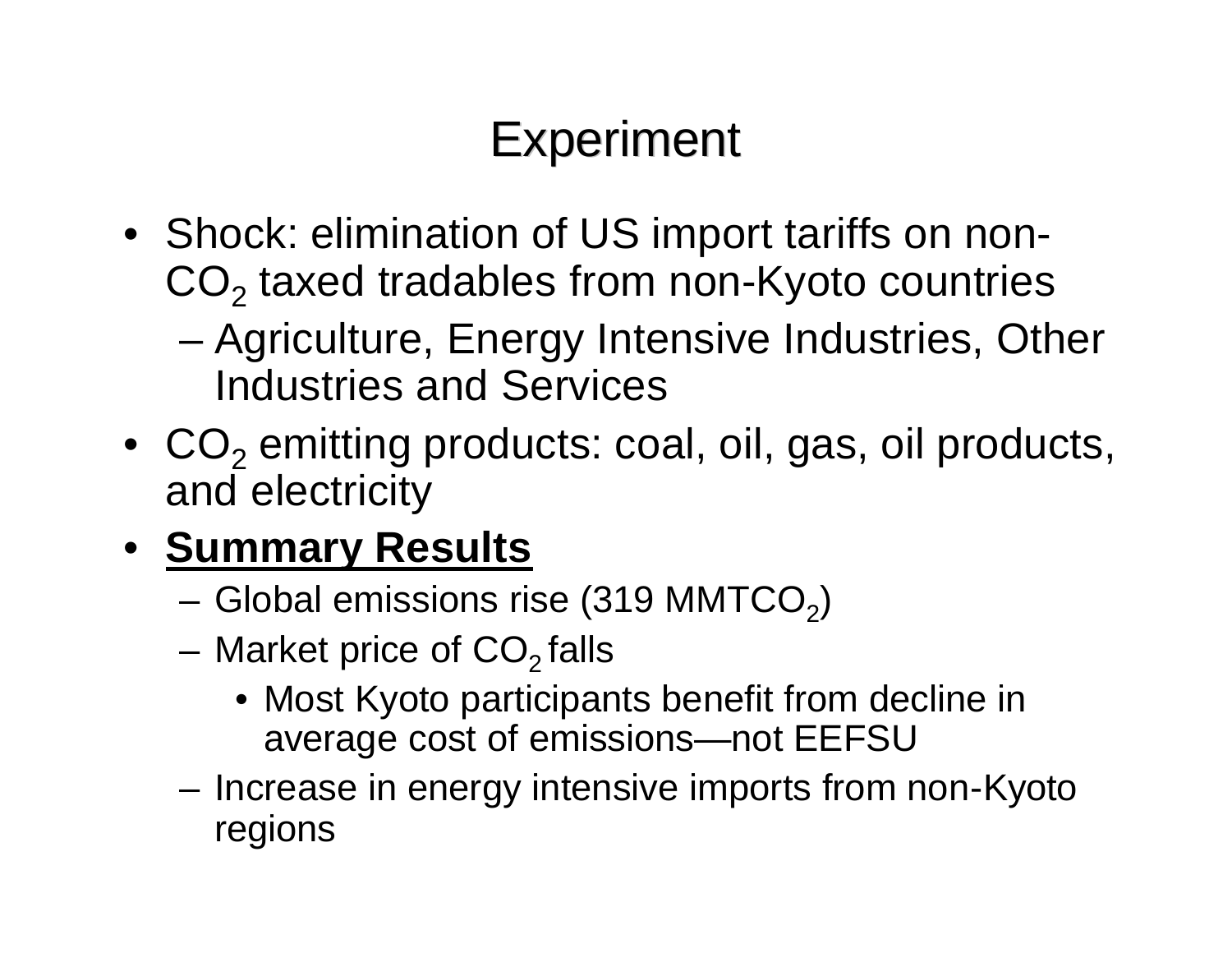# Experiment

- Shock: elimination of US import tariffs on non-$CO_2$ taxed tradables from non-Kyoto countries
  - Agriculture, Energy Intensive Industries, Other Industries and Services
- $CO_2$ emitting products: coal, oil, gas, oil products, and electricity
- **Summary Results**
  - Global emissions rise (319 $MMTCO_2$)
  - Market price of $CO_2$ falls
    - Most Kyoto participants benefit from decline in average cost of emissions—not EEFSU
  - Increase in energy intensive imports from non-Kyoto regions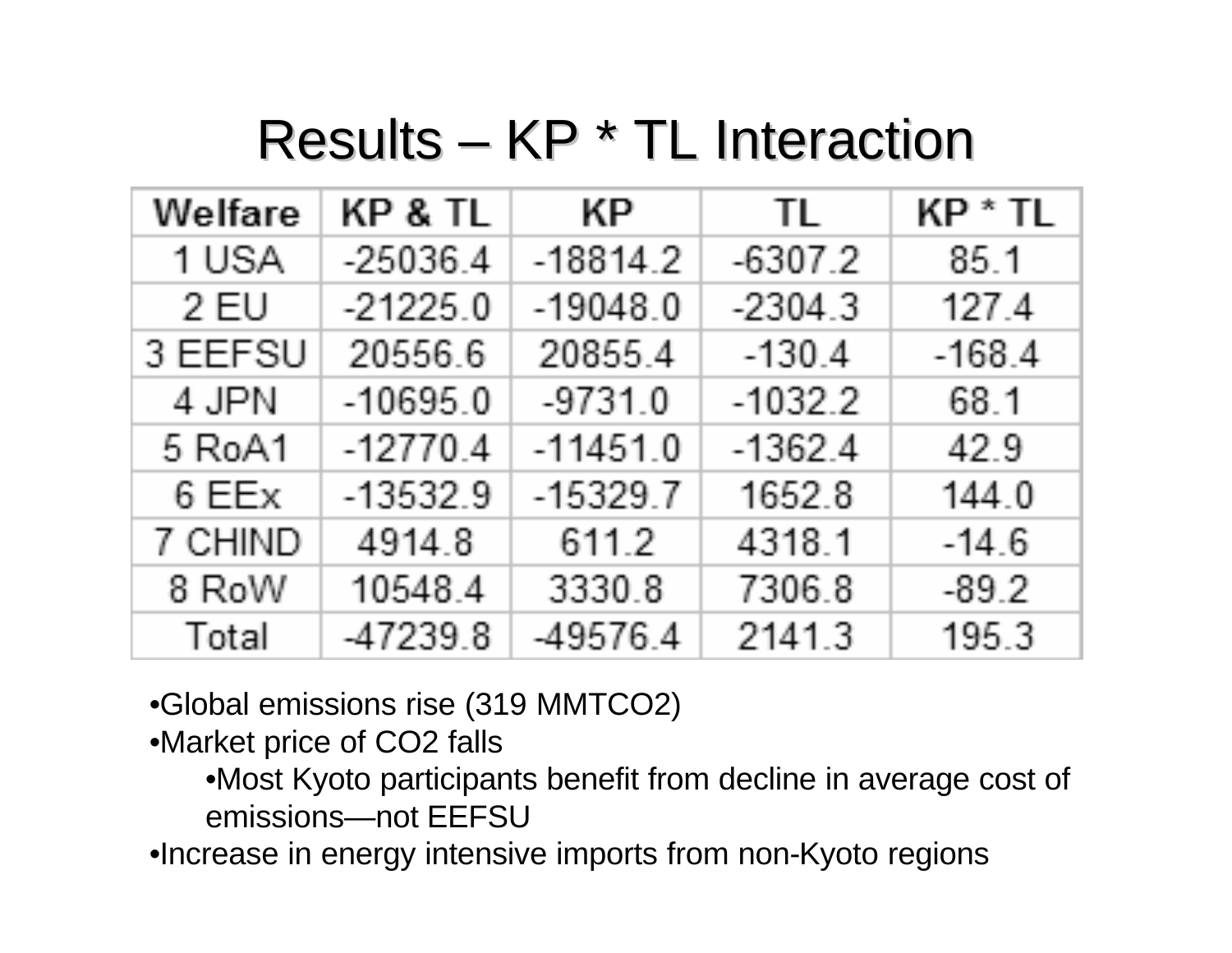# Results – KP * TL Interaction

| Welfare | KP & TL | KP | TL | KP * TL |
|---|---|---|---|---|
| 1 USA | -25036.4 | -18814.2 | -6307.2 | 85.1 |
| 2 EU | -21225.0 | -19048.0 | -2304.3 | 127.4 |
| 3 EEFSU | 20556.6 | 20855.4 | -130.4 | -168.4 |
| 4 JPN | -10695.0 | -9731.0 | -1032.2 | 68.1 |
| 5 RoA1 | -12770.4 | -11451.0 | -1362.4 | 42.9 |
| 6 EEx | -13532.9 | -15329.7 | 1652.8 | 144.0 |
| 7 CHIND | 4914.8 | 611.2 | 4318.1 | -14.6 |
| 8 RoW | 10548.4 | 3330.8 | 7306.8 | -89.2 |
| Total | -47239.8 | -49576.4 | 2141.3 | 195.3 |

- Global emissions rise (319 MMTCO2)
- Market price of CO2 falls
  - Most Kyoto participants benefit from decline in average cost of emissions—not EEFSU
- Increase in energy intensive imports from non-Kyoto regions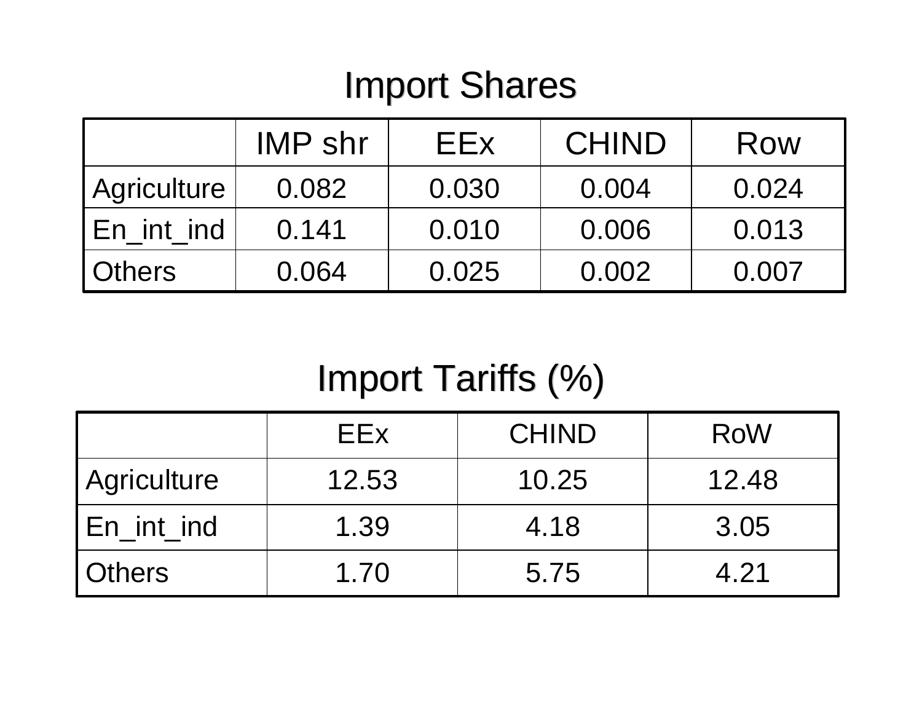# Import Shares

| | IMP shr | EEx | CHIND | Row |
|---|---|---|---|---|
| Agriculture | 0.082 | 0.030 | 0.004 | 0.024 |
| En_int_ind | 0.141 | 0.010 | 0.006 | 0.013 |
| Others | 0.064 | 0.025 | 0.002 | 0.007 |

# Import Tariffs (%)

| | EEx | CHIND | RoW |
|---|---|---|---|
| Agriculture | 12.53 | 10.25 | 12.48 |
| En_int_ind | 1.39 | 4.18 | 3.05 |
| Others | 1.70 | 5.75 | 4.21 |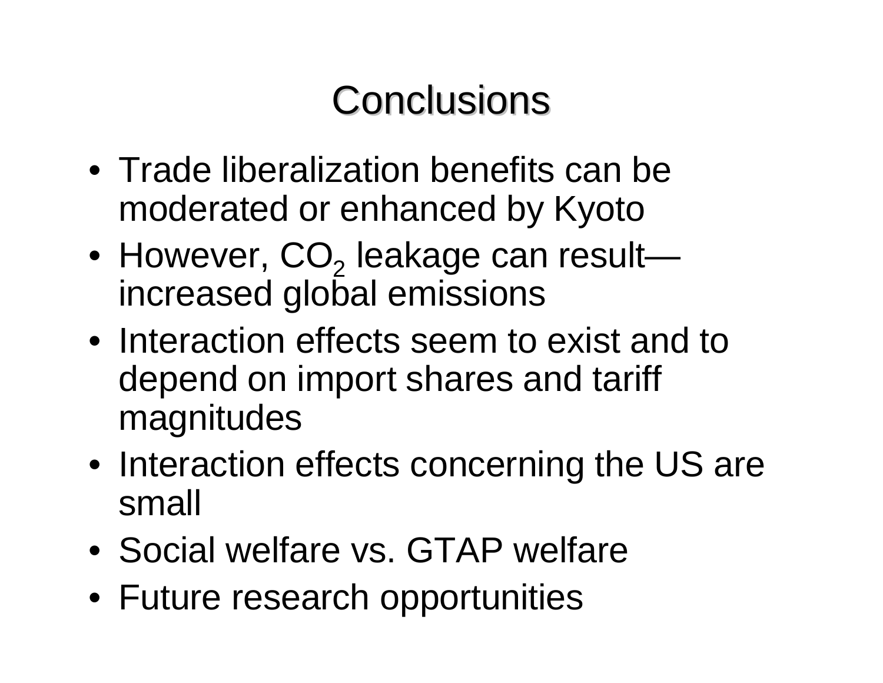# Conclusions

- Trade liberalization benefits can be moderated or enhanced by Kyoto
- However, $CO_2$ leakage can result—increased global emissions
- Interaction effects seem to exist and to depend on import shares and tariff magnitudes
- Interaction effects concerning the US are small
- Social welfare vs. GTAP welfare
- Future research opportunities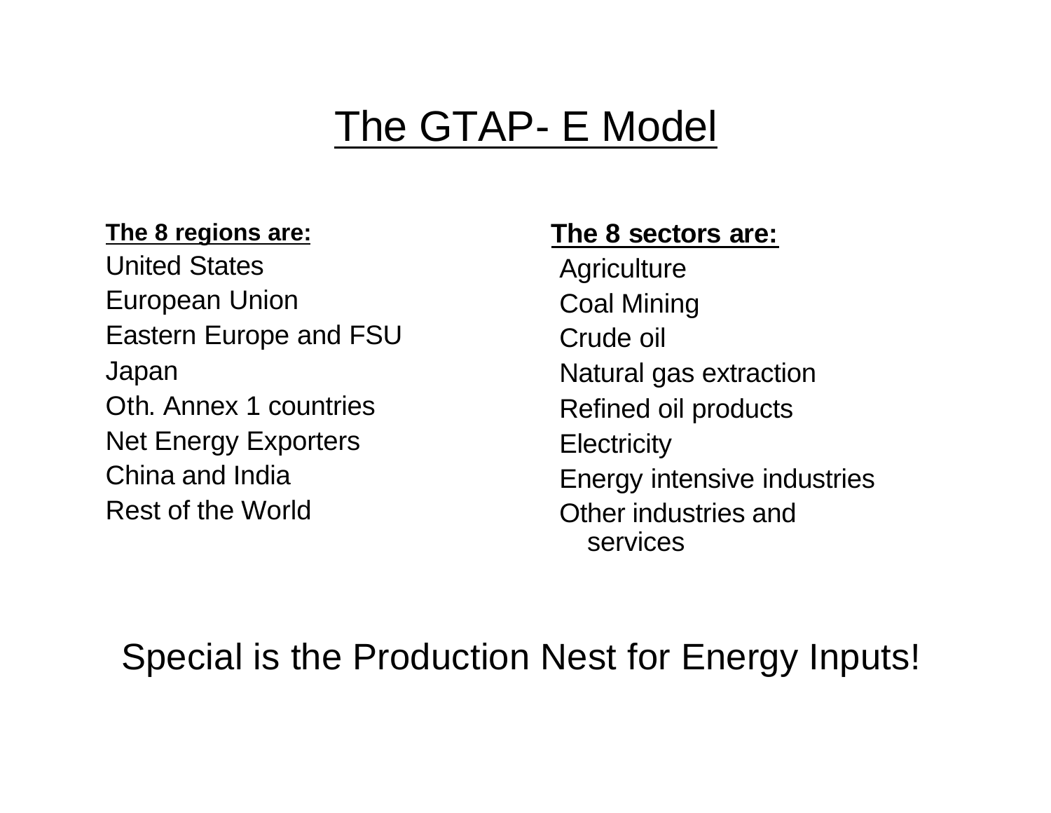# The GTAP- E Model

**The 8 regions are:**

- United States
- European Union
- Eastern Europe and FSU
- Japan
- Oth. Annex 1 countries
- Net Energy Exporters
- China and India
- Rest of the World

**The 8 sectors are:**

- Agriculture
- Coal Mining
- Crude oil
- Natural gas extraction
- Refined oil products
- Electricity
- Energy intensive industries
- Other industries and services

Special is the Production Nest for Energy Inputs!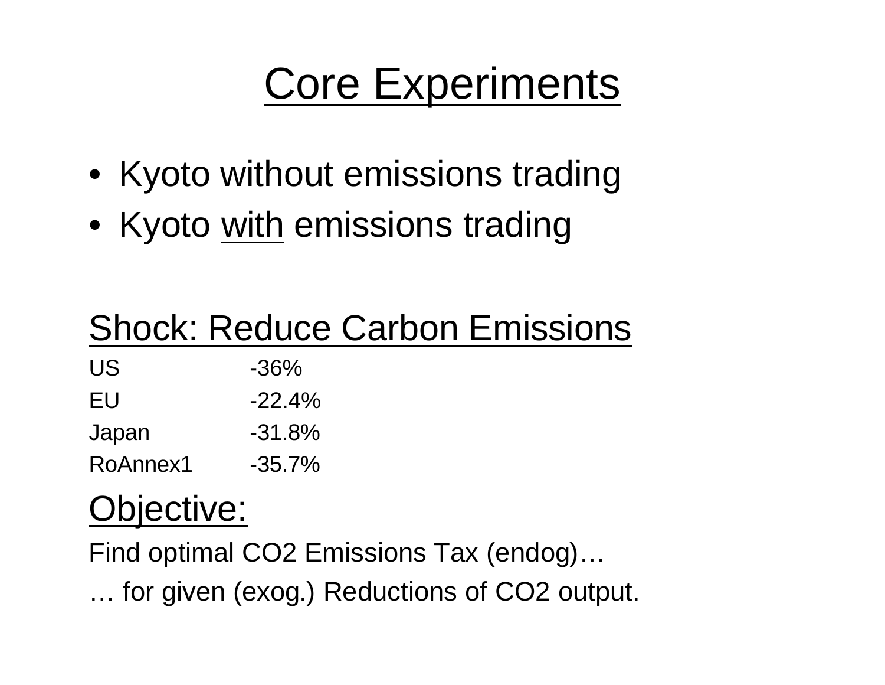# Core Experiments

- Kyoto without emissions trading
- Kyoto <u>with</u> emissions trading

## Shock: Reduce Carbon Emissions

| | |
|---|---|
| US | -36% |
| EU | -22.4% |
| Japan | -31.8% |
| RoAnnex1 | -35.7% |

## Objective:

Find optimal $CO_2$ Emissions Tax (endog)…

… for given (exog.) Reductions of $CO_2$ output.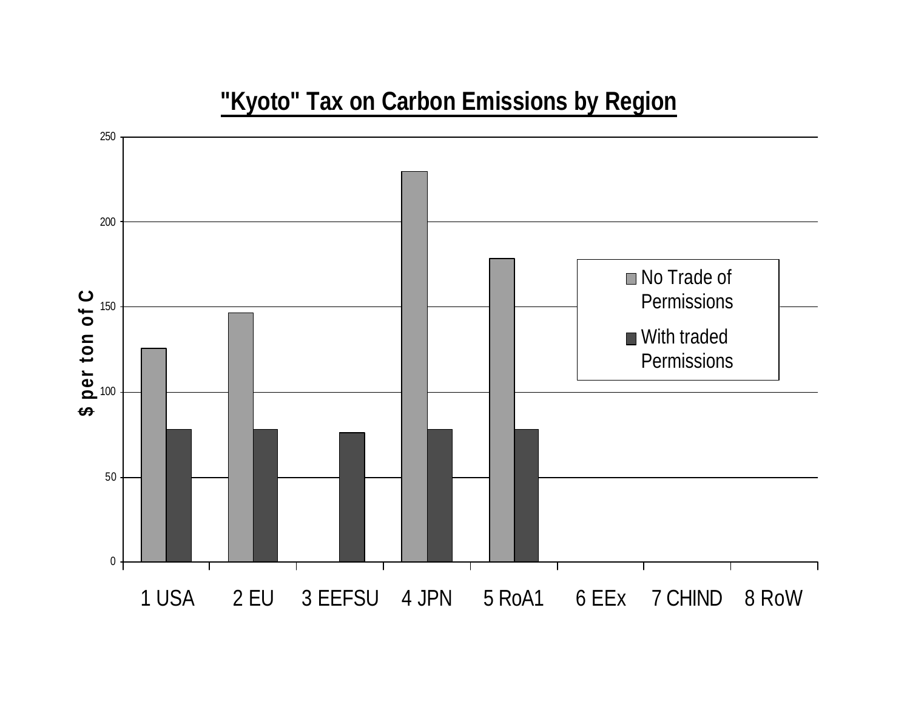## "Kyoto" Tax on Carbon Emissions by Region

$ per ton of C

- No Trade of Permissions
- With traded Permissions

1 USA | 2 EU | 3 EEFSU | 4 JPN | 5 RoA1 | 6 EEx | 7 CHIND | 8 RoW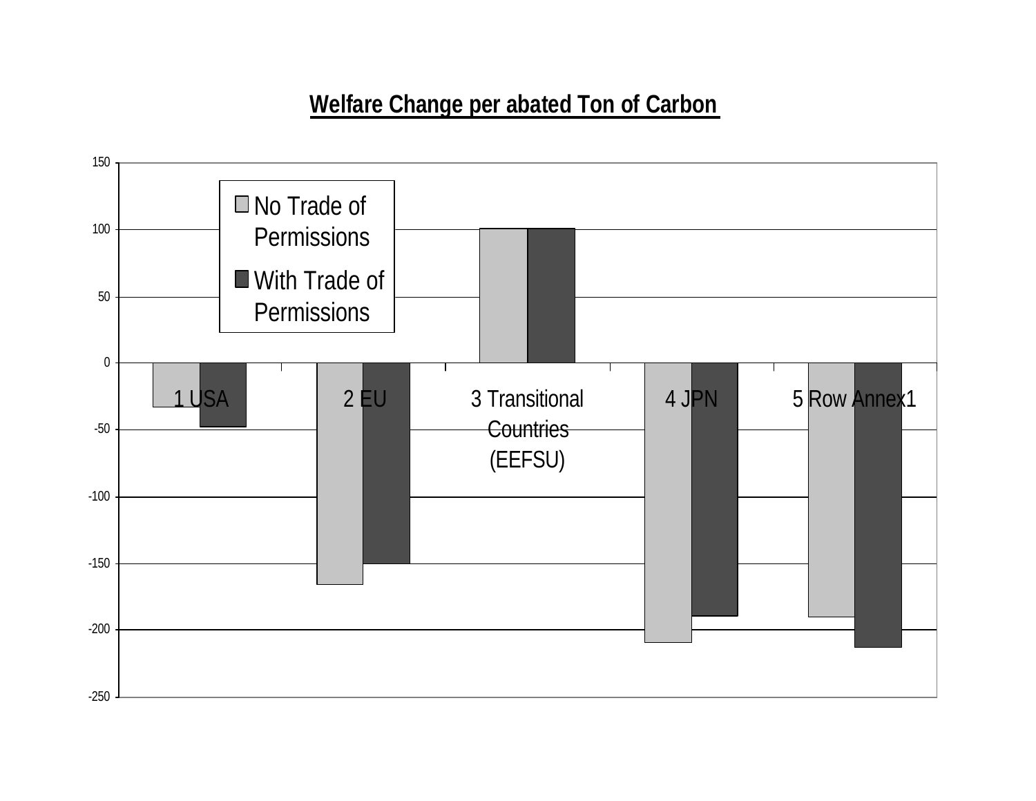## Welfare Change per abated Ton of Carbon

| Region | No Trade of Permissions | With Trade of Permissions |
|---|---|---|
| 1 USA | -33 | -48 |
| 2 EU | -166 | -150 |
| 3 Transitional Countries (EEFSU) | 101 | 101 |
| 4 JPN | -209 | -189 |
| 5 Row Annex1 | -190 | -213 |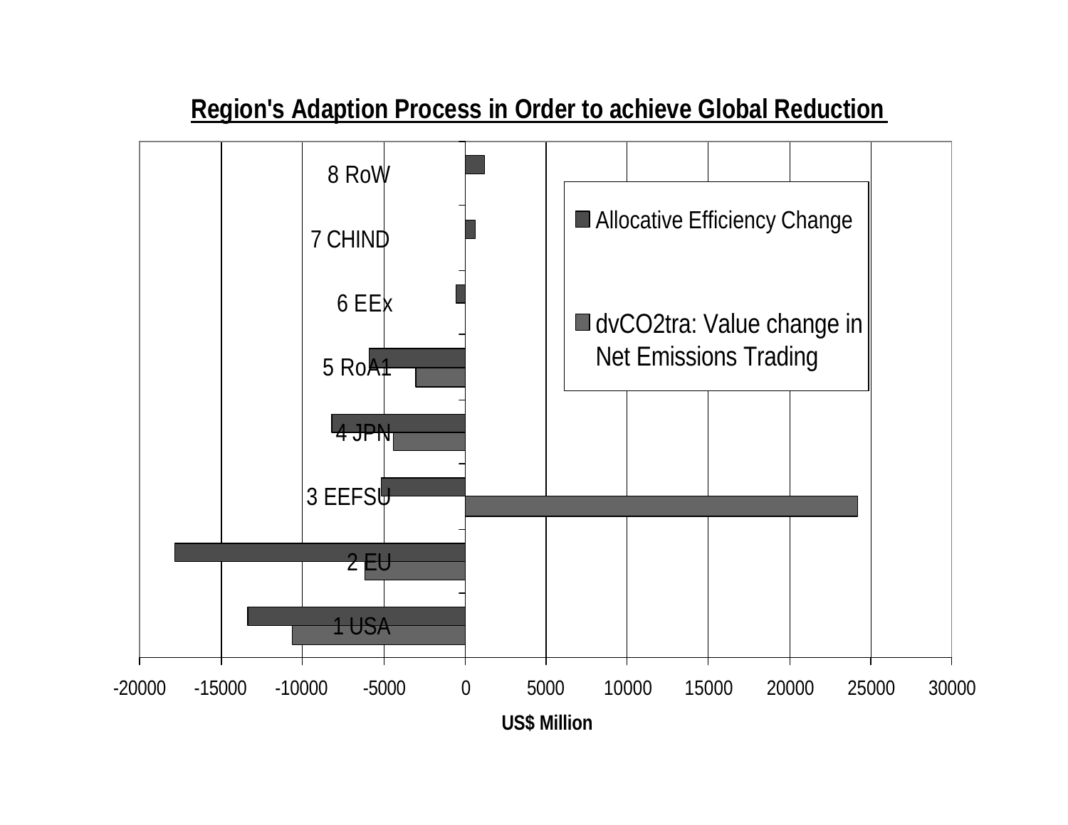**Region's Adaption Process in Order to achieve Global Reduction**

| Region | Allocative Efficiency Change | dvCO2tra: Value change in Net Emissions Trading |
|---|---|---|
| 8 RoW | ~1200 | |
| 7 CHIND | ~600 | |
| 6 EEx | ~-600 | |
| 5 RoA1 | ~-5900 | ~-3100 |
| 4 JPN | ~-8200 | ~-4400 |
| 3 EEFSU | ~-5200 | ~24200 |
| 2 EU | ~-17900 | ~-6200 |
| 1 USA | ~-13400 | ~-10600 |

US$ Million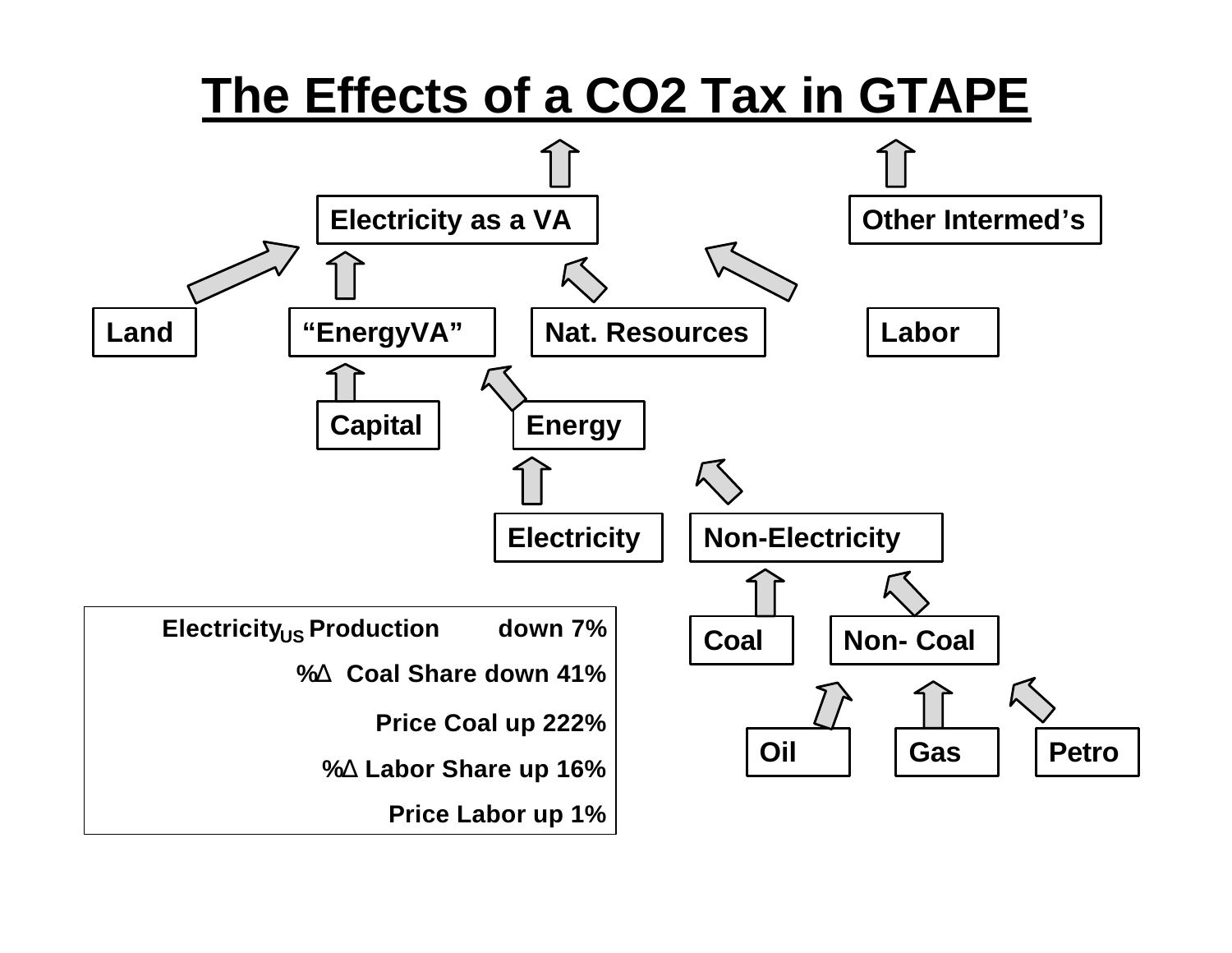# The Effects of a CO2 Tax in GTAPE

Electricity as a VA

Other Intermed's

Land

"EnergyVA"

Nat. Resources

Labor

Capital

Energy

Electricity

Non-Electricity

Coal

Non- Coal

Oil

Gas

Petro

| | |
|---|---|
| $\text{Electricity}_{US}$ Production | down 7% |
| %Δ Coal Share down 41% | |
| Price Coal up 222% | |
| %Δ Labor Share up 16% | |
| Price Labor up 1% | |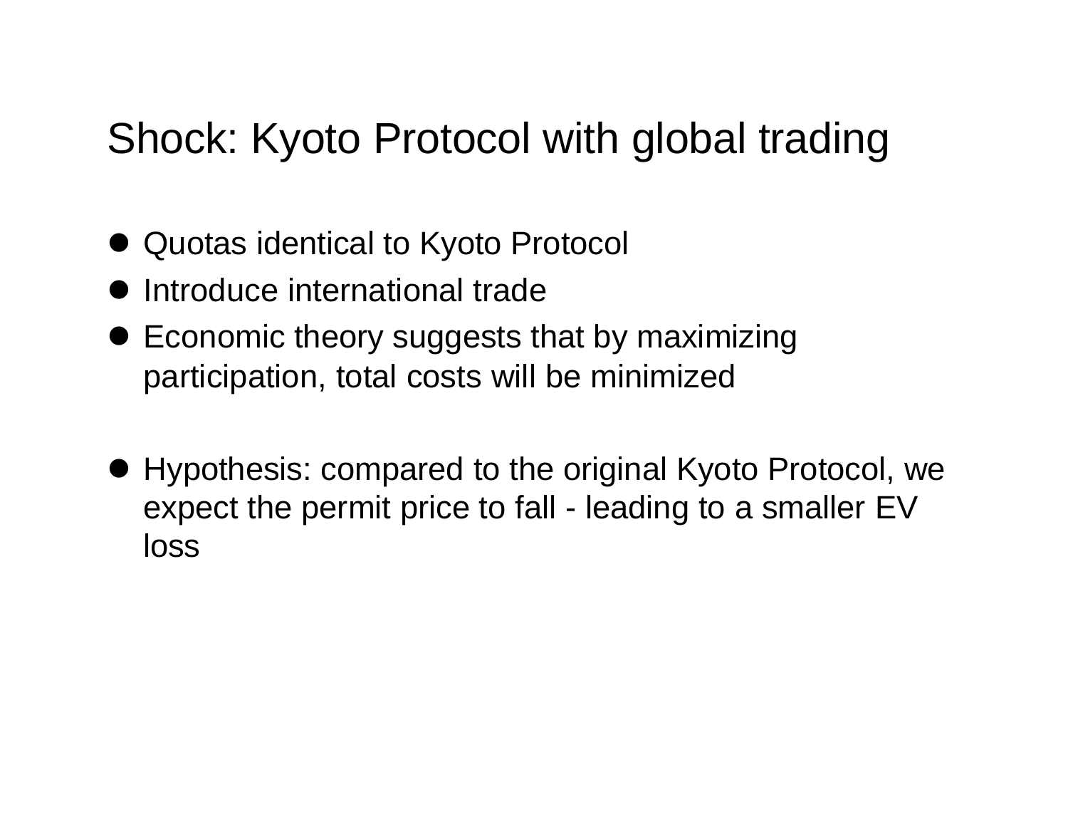# Shock: Kyoto Protocol with global trading

- Quotas identical to Kyoto Protocol
- Introduce international trade
- Economic theory suggests that by maximizing participation, total costs will be minimized

- Hypothesis: compared to the original Kyoto Protocol, we expect the permit price to fall - leading to a smaller EV loss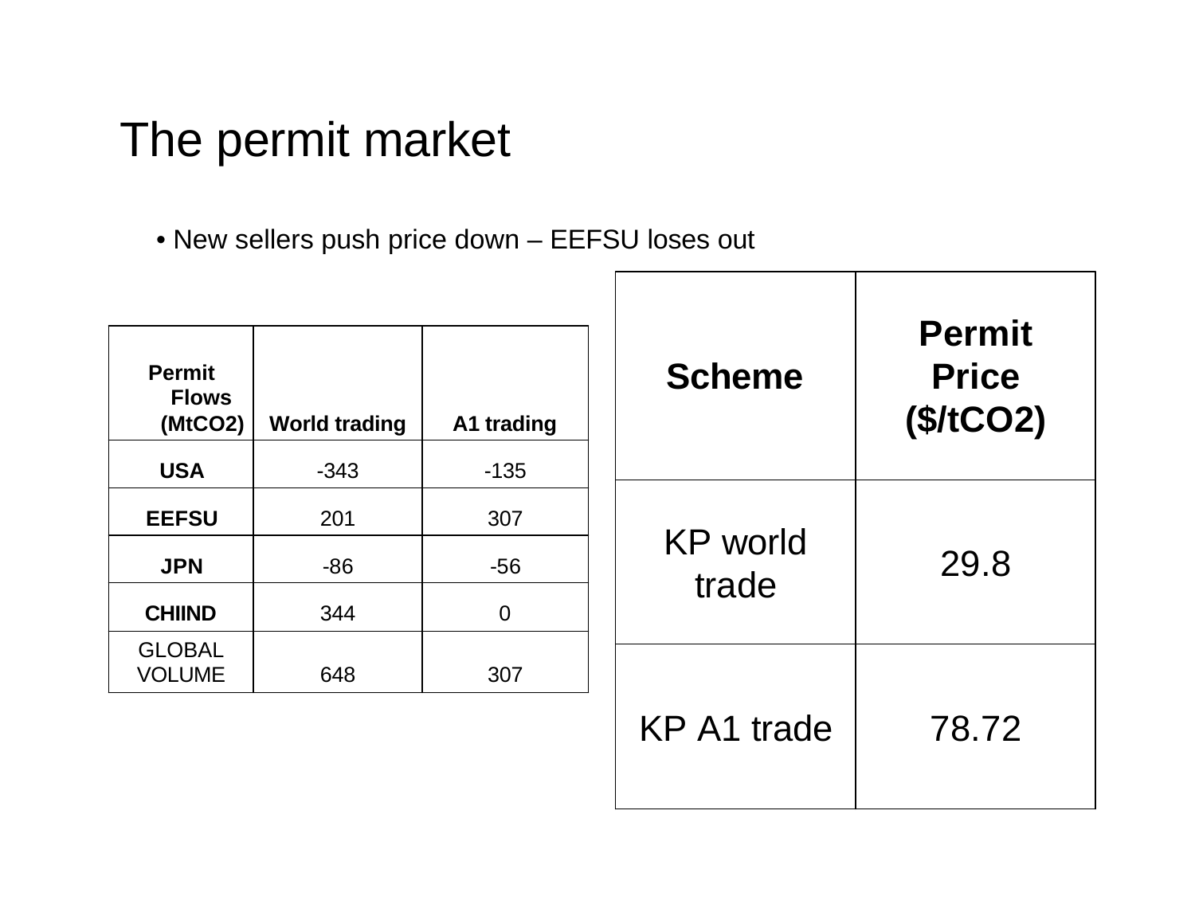# The permit market

- New sellers push price down – EEFSU loses out

| Permit Flows (MtCO2) | World trading | A1 trading |
|---|---|---|
| **USA** | -343 | -135 |
| **EEFSU** | 201 | 307 |
| **JPN** | -86 | -56 |
| **CHIIND** | 344 | 0 |
| GLOBAL VOLUME | 648 | 307 |

| Scheme | Permit Price ($/tCO2) |
|---|---|
| KP world trade | 29.8 |
| KP A1 trade | 78.72 |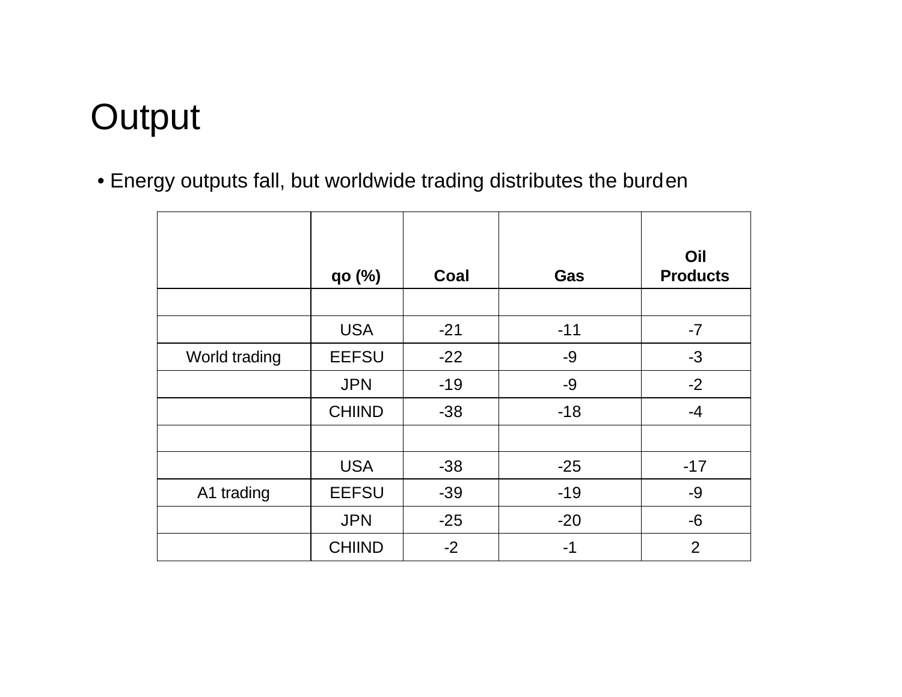# Output

- Energy outputs fall, but worldwide trading distributes the burden

| | qo (%) | Coal | Gas | Oil Products |
|---|---|---|---|---|
| | | | | |
| | USA | -21 | -11 | -7 |
| World trading | EEFSU | -22 | -9 | -3 |
| | JPN | -19 | -9 | -2 |
| | CHIIND | -38 | -18 | -4 |
| | | | | |
| | USA | -38 | -25 | -17 |
| A1 trading | EEFSU | -39 | -19 | -9 |
| | JPN | -25 | -20 | -6 |
| | CHIIND | -2 | -1 | 2 |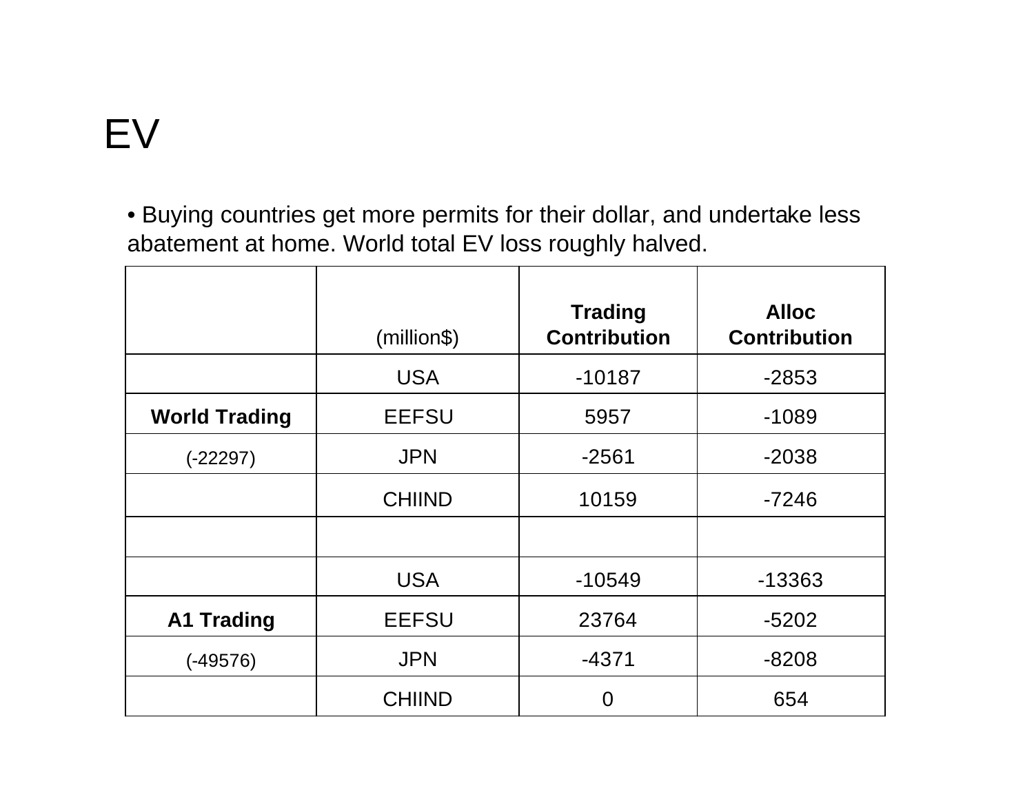# EV

- Buying countries get more permits for their dollar, and undertake less abatement at home. World total EV loss roughly halved.

| | (million$) | Trading Contribution | Alloc Contribution |
|---|---|---|---|
| | USA | -10187 | -2853 |
| **World Trading** | EEFSU | 5957 | -1089 |
| (-22297) | JPN | -2561 | -2038 |
| | CHIIND | 10159 | -7246 |
| | | | |
| | USA | -10549 | -13363 |
| **A1 Trading** | EEFSU | 23764 | -5202 |
| (-49576) | JPN | -4371 | -8208 |
| | CHIIND | 0 | 654 |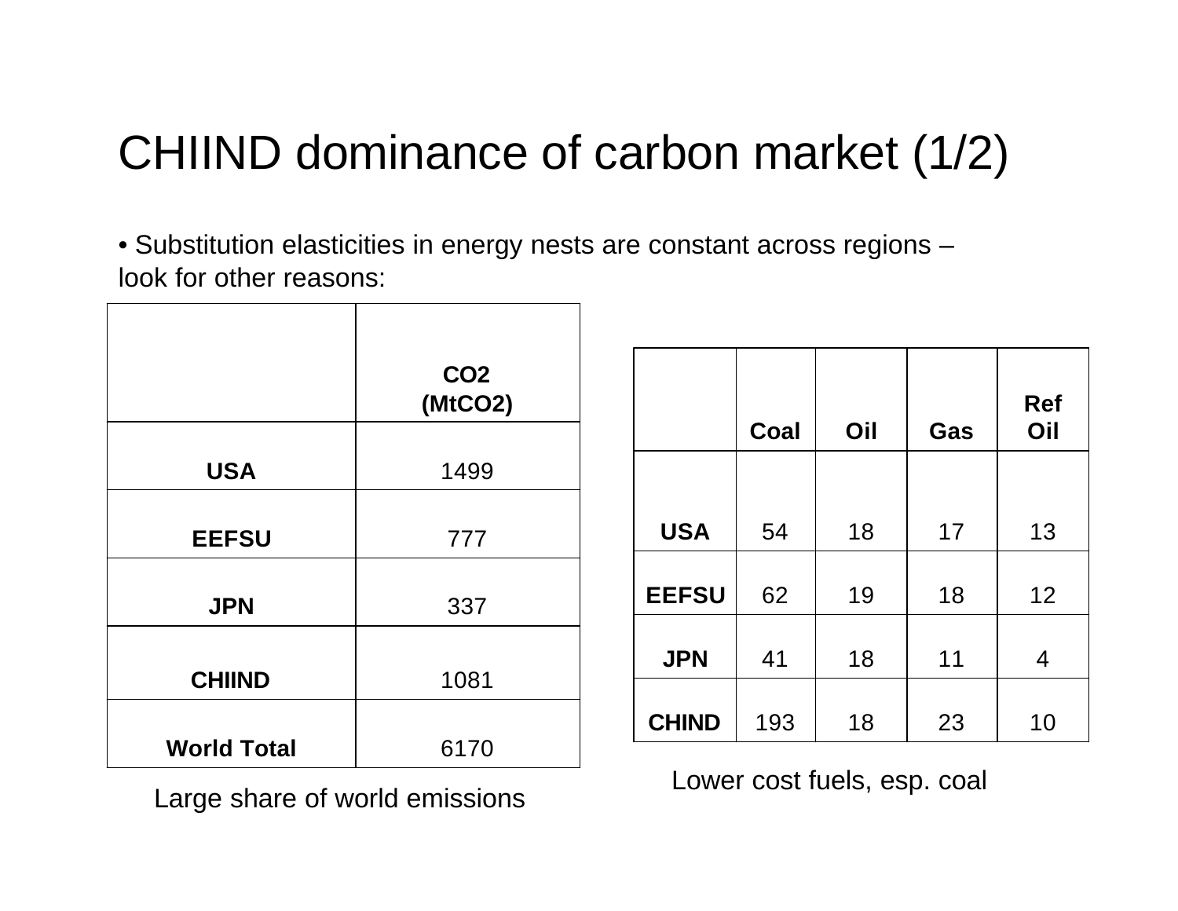# CHIIND dominance of carbon market (1/2)

• Substitution elasticities in energy nests are constant across regions – look for other reasons:

| | $CO_2$ ($MtCO_2$) |
|---|---|
| **USA** | 1499 |
| **EEFSU** | 777 |
| **JPN** | 337 |
| **CHIIND** | 1081 |
| **World Total** | 6170 |

Large share of world emissions

| | Coal | Oil | Gas | Ref Oil |
|---|---|---|---|---|
| **USA** | 54 | 18 | 17 | 13 |
| **EEFSU** | 62 | 19 | 18 | 12 |
| **JPN** | 41 | 18 | 11 | 4 |
| **CHIND** | 193 | 18 | 23 | 10 |

Lower cost fuels, esp. coal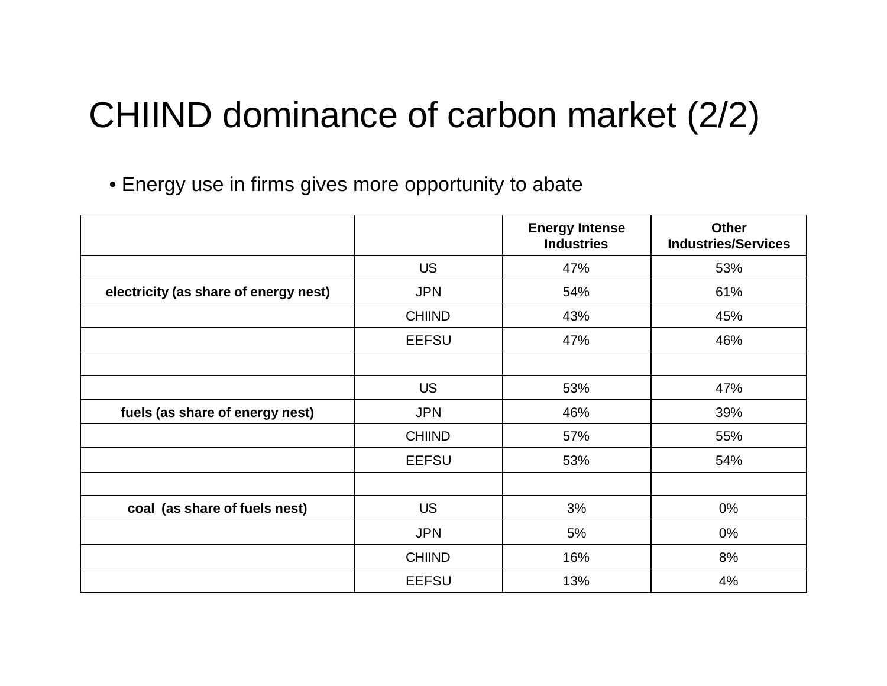# CHIIND dominance of carbon market (2/2)

- Energy use in firms gives more opportunity to abate

| | | Energy Intense Industries | Other Industries/Services |
|---|---|---|---|
| | US | 47% | 53% |
| **electricity (as share of energy nest)** | JPN | 54% | 61% |
| | CHIIND | 43% | 45% |
| | EEFSU | 47% | 46% |
| | | | |
| | US | 53% | 47% |
| **fuels (as share of energy nest)** | JPN | 46% | 39% |
| | CHIIND | 57% | 55% |
| | EEFSU | 53% | 54% |
| | | | |
| **coal (as share of fuels nest)** | US | 3% | 0% |
| | JPN | 5% | 0% |
| | CHIIND | 16% | 8% |
| | EEFSU | 13% | 4% |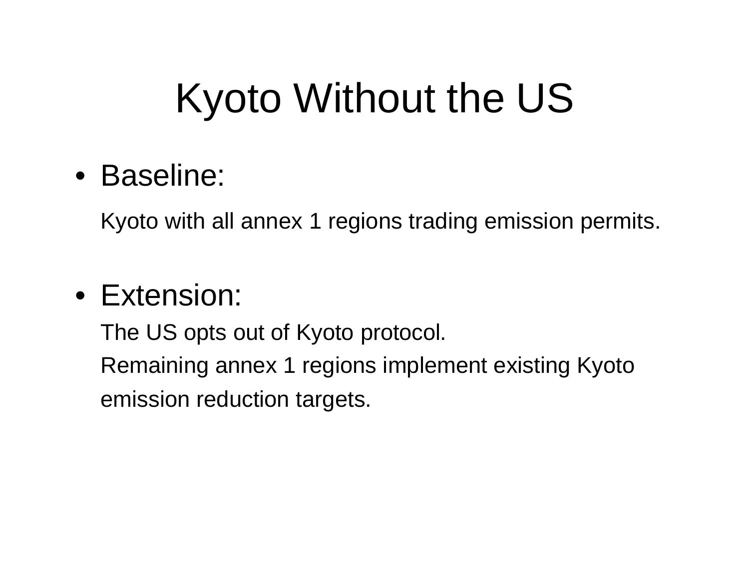# Kyoto Without the US

- Baseline:

  Kyoto with all annex 1 regions trading emission permits.

- Extension:

  The US opts out of Kyoto protocol.

  Remaining annex 1 regions implement existing Kyoto emission reduction targets.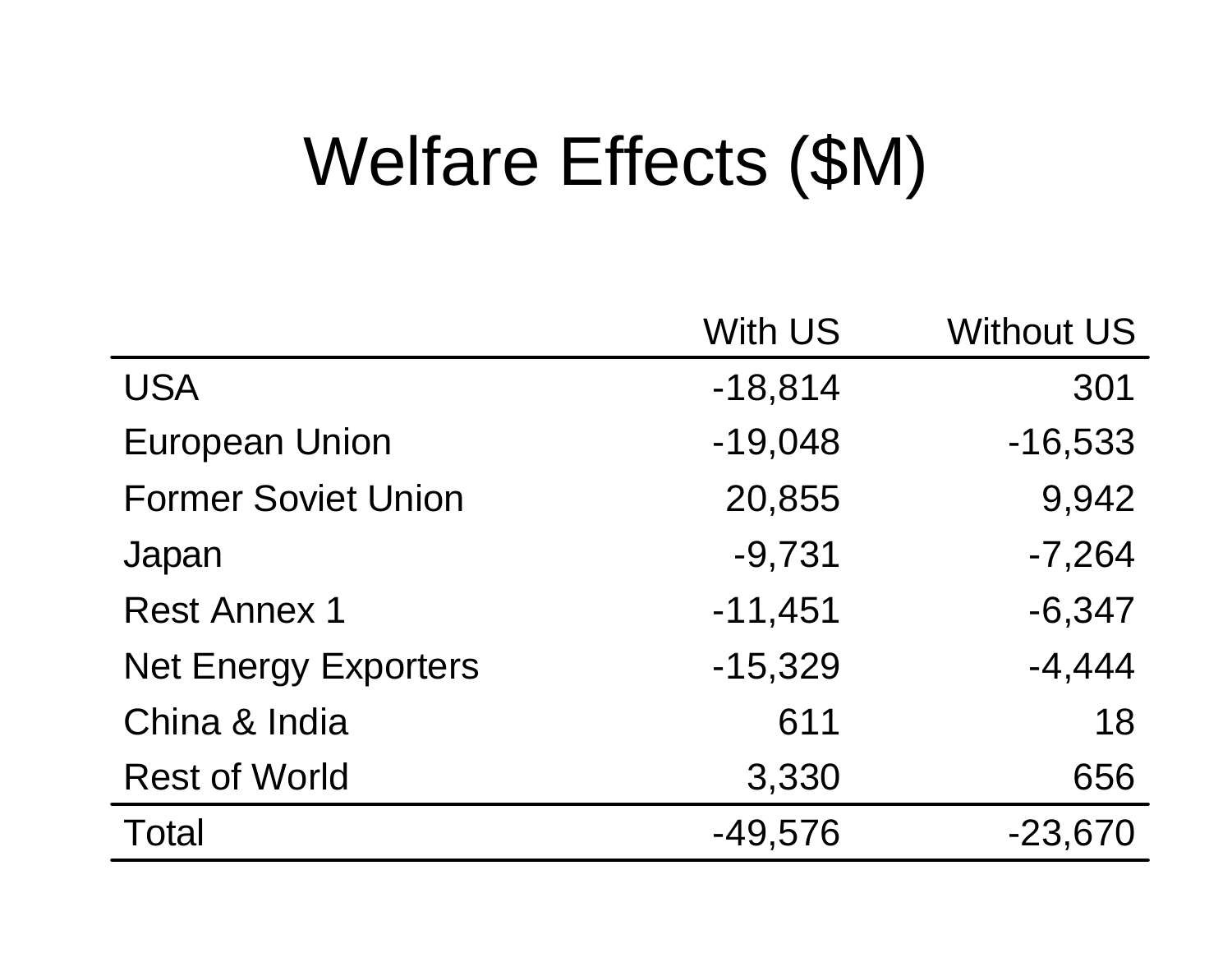# Welfare Effects ($M)

| | With US | Without US |
|---|---|---|
| USA | -18,814 | 301 |
| European Union | -19,048 | -16,533 |
| Former Soviet Union | 20,855 | 9,942 |
| Japan | -9,731 | -7,264 |
| Rest Annex 1 | -11,451 | -6,347 |
| Net Energy Exporters | -15,329 | -4,444 |
| China & India | 611 | 18 |
| Rest of World | 3,330 | 656 |
| Total | -49,576 | -23,670 |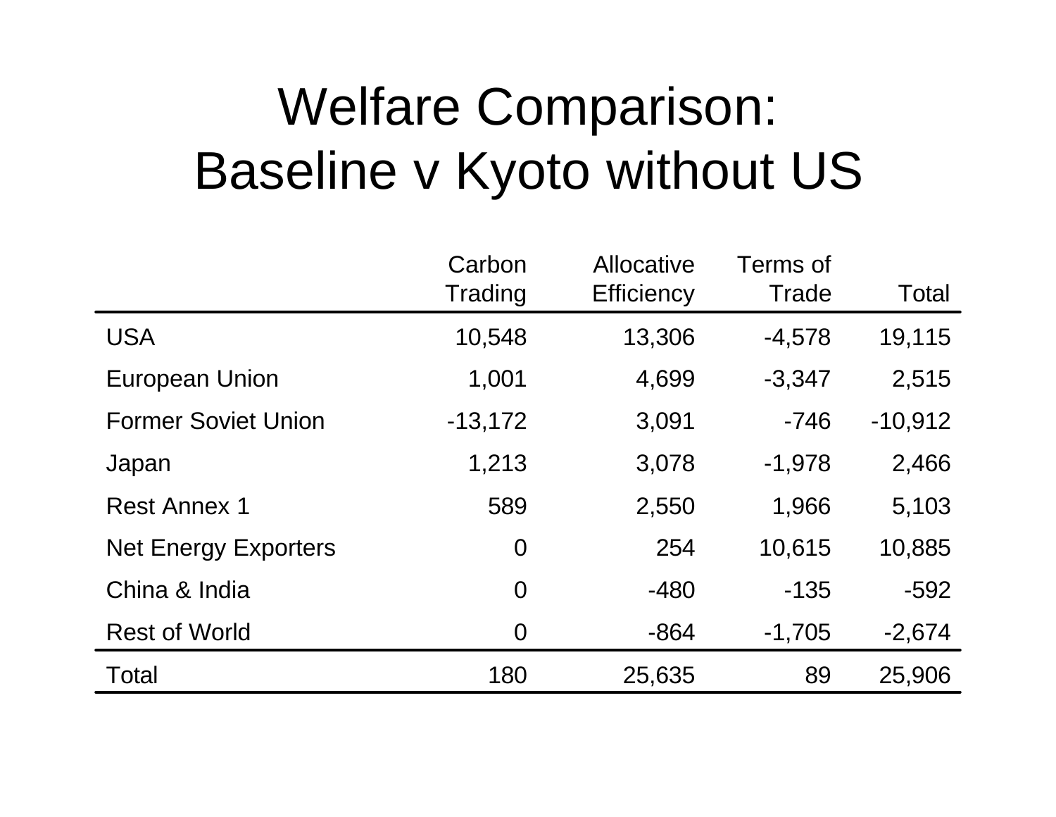# Welfare Comparison: Baseline v Kyoto without US

| | Carbon Trading | Allocative Efficiency | Terms of Trade | Total |
|---|---|---|---|---|
| USA | 10,548 | 13,306 | -4,578 | 19,115 |
| European Union | 1,001 | 4,699 | -3,347 | 2,515 |
| Former Soviet Union | -13,172 | 3,091 | -746 | -10,912 |
| Japan | 1,213 | 3,078 | -1,978 | 2,466 |
| Rest Annex 1 | 589 | 2,550 | 1,966 | 5,103 |
| Net Energy Exporters | 0 | 254 | 10,615 | 10,885 |
| China & India | 0 | -480 | -135 | -592 |
| Rest of World | 0 | -864 | -1,705 | -2,674 |
| Total | 180 | 25,635 | 89 | 25,906 |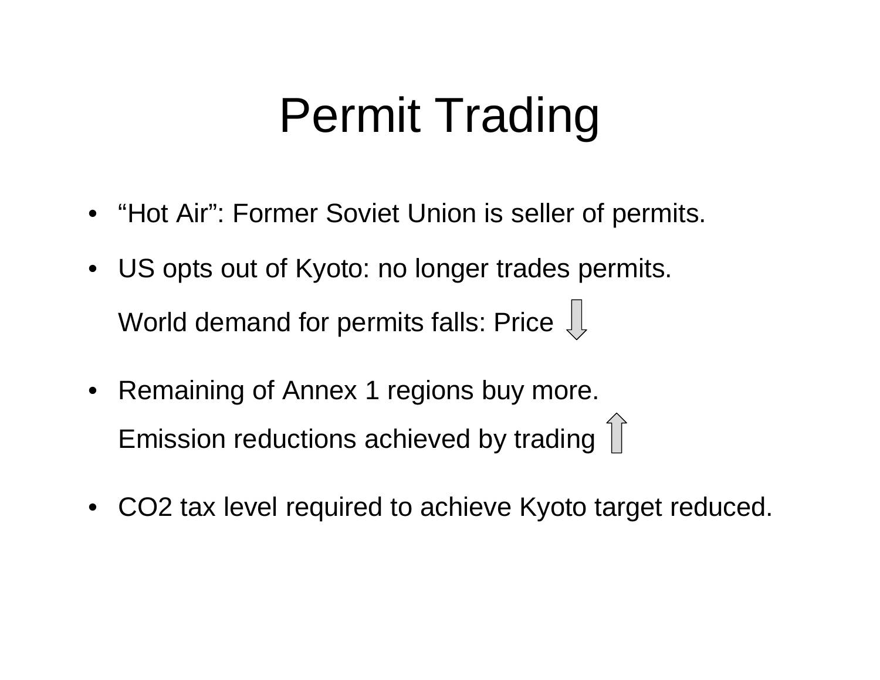# Permit Trading

- "Hot Air": Former Soviet Union is seller of permits.
- US opts out of Kyoto: no longer trades permits.

  World demand for permits falls: Price ⇩

- Remaining of Annex 1 regions buy more.

  Emission reductions achieved by trading ⇧

- $CO_2$ tax level required to achieve Kyoto target reduced.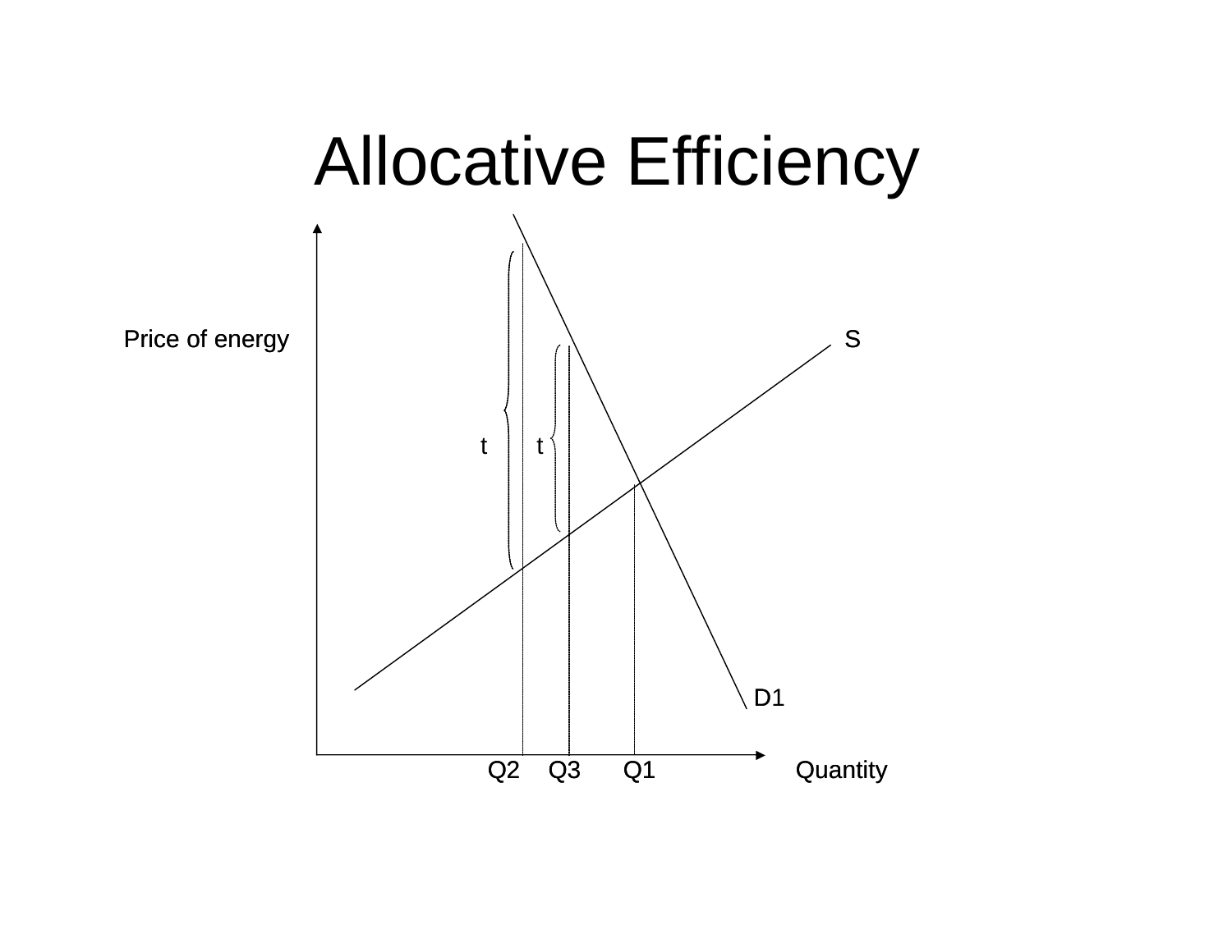# Allocative Efficiency

Price of energy

S

t

t

D1

Q2 Q3 Q1 Quantity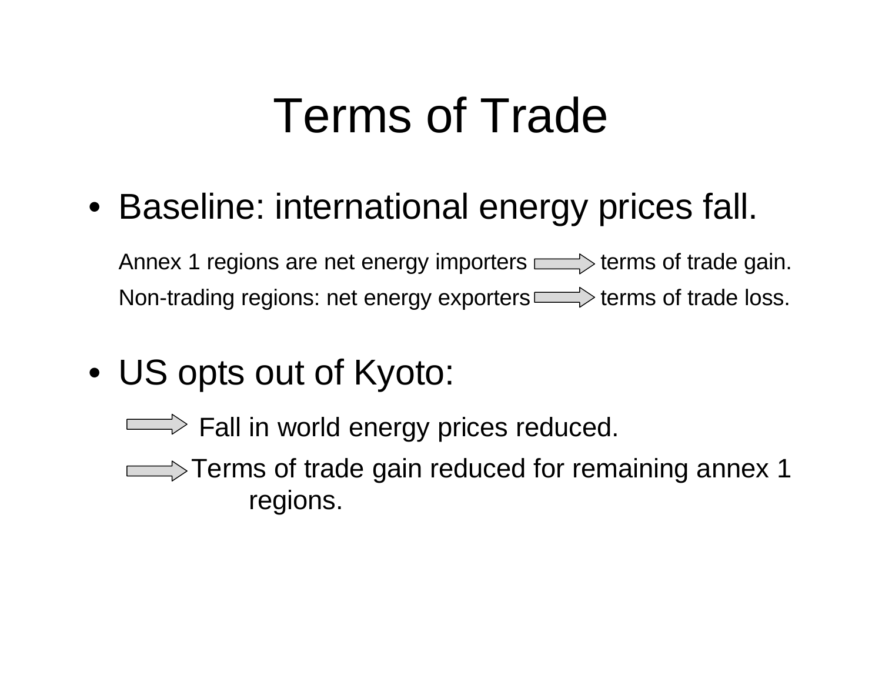# Terms of Trade

- Baseline: international energy prices fall.

  Annex 1 regions are net energy importers ⇒ terms of trade gain.

  Non-trading regions: net energy exporters ⇒ terms of trade loss.

- US opts out of Kyoto:

  ⇒ Fall in world energy prices reduced.

  ⇒ Terms of trade gain reduced for remaining annex 1 regions.